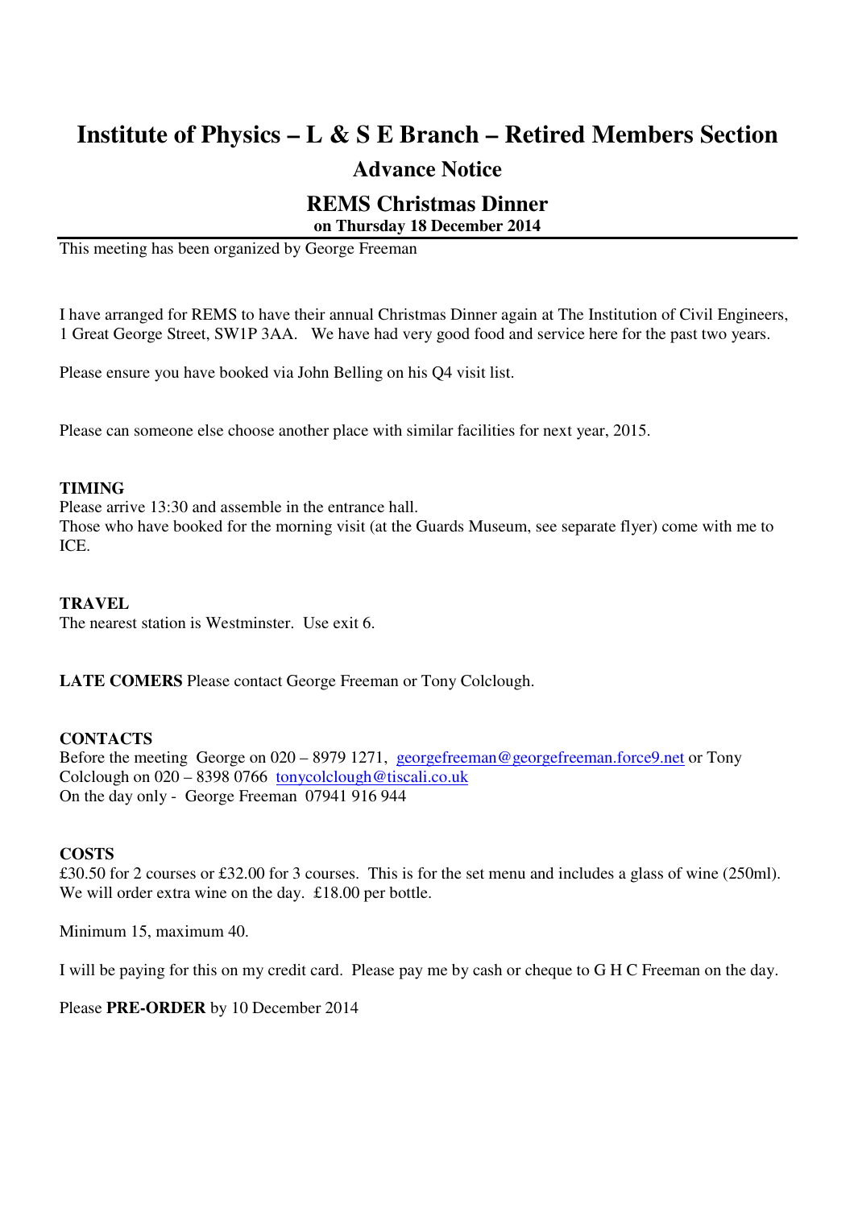# Institute of Physics – L & S E Branch – Retired Members Section

## Advance Notice

## REMS Christmas Dinner

### on Thursday 18 December 2014

This meeting has been organized by George Freeman

I have arranged for REMS to have their annual Christmas Dinner again at The Institution of Civil Engineers, 1 Great George Street, SW1P 3AA. We have had very good food and service here for the past two years.

Please ensure you have booked via John Belling on his Q4 visit list.

Please can someone else choose another place with similar facilities for next year, 2015.

**TIMING**
Please arrive 13:30 and assemble in the entrance hall.
Those who have booked for the morning visit (at the Guards Museum, see separate flyer) come with me to ICE.

**TRAVEL**
The nearest station is Westminster. Use exit 6.

**LATE COMERS** Please contact George Freeman or Tony Colclough.

**CONTACTS**
Before the meeting George on 020 – 8979 1271, georgefreeman@georgefreeman.force9.net or Tony Colclough on 020 – 8398 0766 tonycolclough@tiscali.co.uk
On the day only - George Freeman 07941 916 944

**COSTS**
£30.50 for 2 courses or £32.00 for 3 courses. This is for the set menu and includes a glass of wine (250ml). We will order extra wine on the day. £18.00 per bottle.

Minimum 15, maximum 40.

I will be paying for this on my credit card. Please pay me by cash or cheque to G H C Freeman on the day.

Please **PRE-ORDER** by 10 December 2014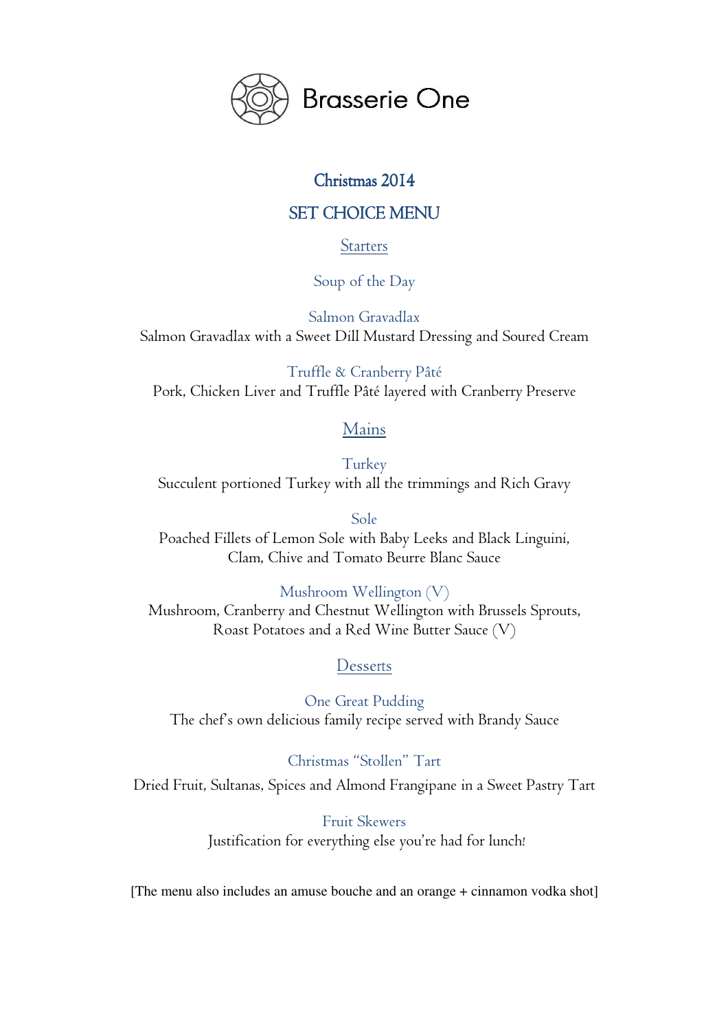# Brasserie One

## Christmas 2014

## SET CHOICE MENU

### Starters

Soup of the Day

Salmon Gravadlax
Salmon Gravadlax with a Sweet Dill Mustard Dressing and Soured Cream

Truffle & Cranberry Pâté
Pork, Chicken Liver and Truffle Pâté layered with Cranberry Preserve

### Mains

Turkey
Succulent portioned Turkey with all the trimmings and Rich Gravy

Sole
Poached Fillets of Lemon Sole with Baby Leeks and Black Linguini, Clam, Chive and Tomato Beurre Blanc Sauce

Mushroom Wellington (V)
Mushroom, Cranberry and Chestnut Wellington with Brussels Sprouts, Roast Potatoes and a Red Wine Butter Sauce (V)

### Desserts

One Great Pudding
The chef's own delicious family recipe served with Brandy Sauce

Christmas "Stollen" Tart
Dried Fruit, Sultanas, Spices and Almond Frangipane in a Sweet Pastry Tart

Fruit Skewers
Justification for everything else you're had for lunch!

[The menu also includes an amuse bouche and an orange + cinnamon vodka shot]